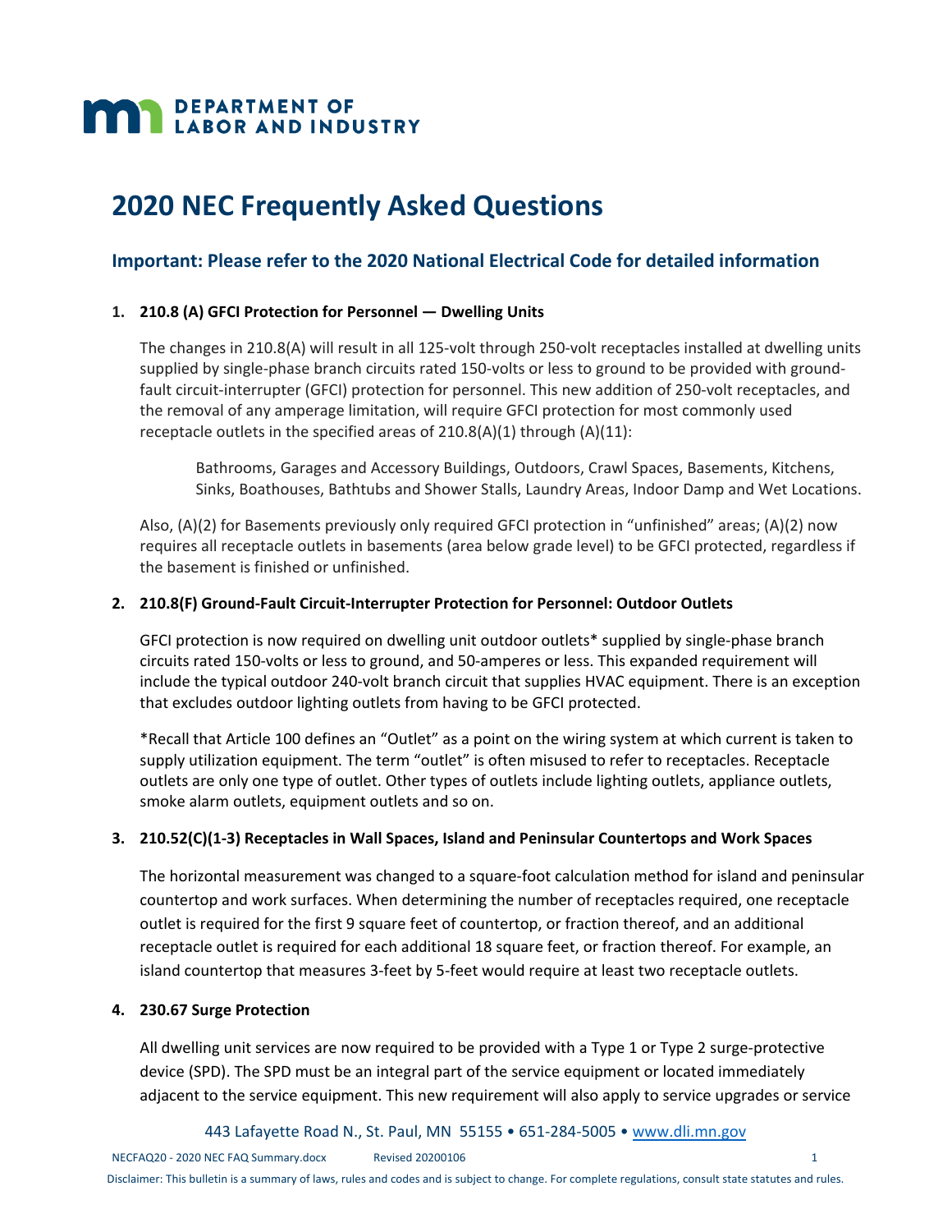**DEPARTMENT OF LABOR AND INDUSTRY**

# 2020 NEC Frequently Asked Questions

## Important: Please refer to the 2020 National Electrical Code for detailed information

**1. 210.8 (A) GFCI Protection for Personnel — Dwelling Units**

The changes in 210.8(A) will result in all 125-volt through 250-volt receptacles installed at dwelling units supplied by single-phase branch circuits rated 150-volts or less to ground to be provided with ground-fault circuit-interrupter (GFCI) protection for personnel. This new addition of 250-volt receptacles, and the removal of any amperage limitation, will require GFCI protection for most commonly used receptacle outlets in the specified areas of 210.8(A)(1) through (A)(11):

> Bathrooms, Garages and Accessory Buildings, Outdoors, Crawl Spaces, Basements, Kitchens, Sinks, Boathouses, Bathtubs and Shower Stalls, Laundry Areas, Indoor Damp and Wet Locations.

Also, (A)(2) for Basements previously only required GFCI protection in "unfinished" areas; (A)(2) now requires all receptacle outlets in basements (area below grade level) to be GFCI protected, regardless if the basement is finished or unfinished.

**2. 210.8(F) Ground-Fault Circuit-Interrupter Protection for Personnel: Outdoor Outlets**

GFCI protection is now required on dwelling unit outdoor outlets* supplied by single-phase branch circuits rated 150-volts or less to ground, and 50-amperes or less. This expanded requirement will include the typical outdoor 240-volt branch circuit that supplies HVAC equipment. There is an exception that excludes outdoor lighting outlets from having to be GFCI protected.

*Recall that Article 100 defines an "Outlet" as a point on the wiring system at which current is taken to supply utilization equipment. The term "outlet" is often misused to refer to receptacles. Receptacle outlets are only one type of outlet. Other types of outlets include lighting outlets, appliance outlets, smoke alarm outlets, equipment outlets and so on.

**3. 210.52(C)(1-3) Receptacles in Wall Spaces, Island and Peninsular Countertops and Work Spaces**

The horizontal measurement was changed to a square-foot calculation method for island and peninsular countertop and work surfaces. When determining the number of receptacles required, one receptacle outlet is required for the first 9 square feet of countertop, or fraction thereof, and an additional receptacle outlet is required for each additional 18 square feet, or fraction thereof. For example, an island countertop that measures 3-feet by 5-feet would require at least two receptacle outlets.

**4. 230.67 Surge Protection**

All dwelling unit services are now required to be provided with a Type 1 or Type 2 surge-protective device (SPD). The SPD must be an integral part of the service equipment or located immediately adjacent to the service equipment. This new requirement will also apply to service upgrades or service

443 Lafayette Road N., St. Paul, MN 55155 • 651-284-5005 • www.dli.mn.gov

NECFAQ20 - 2020 NEC FAQ Summary.docx Revised 20200106

Disclaimer: This bulletin is a summary of laws, rules and codes and is subject to change. For complete regulations, consult state statutes and rules.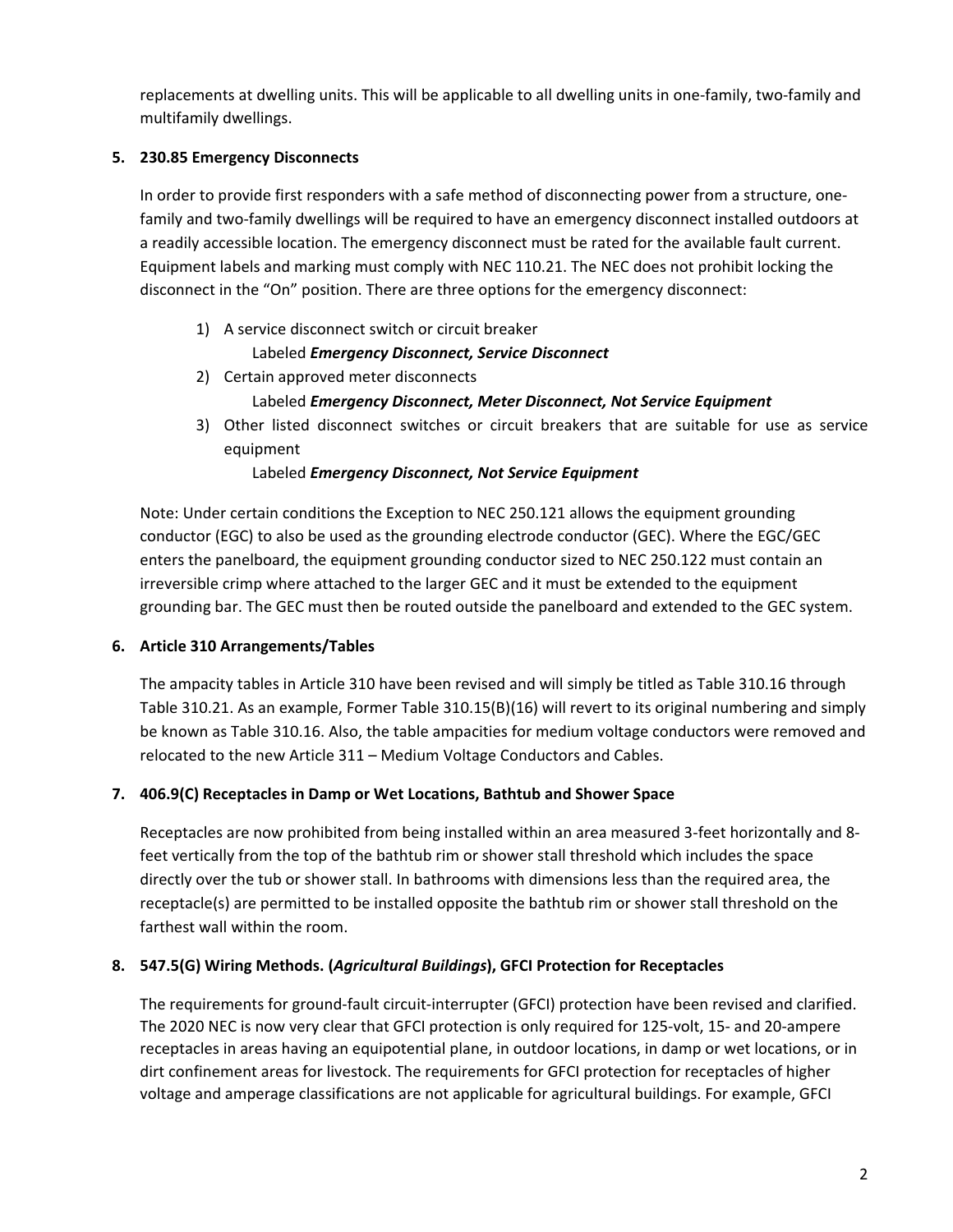replacements at dwelling units. This will be applicable to all dwelling units in one-family, two-family and multifamily dwellings.

5. **230.85 Emergency Disconnects**

   In order to provide first responders with a safe method of disconnecting power from a structure, one-family and two-family dwellings will be required to have an emergency disconnect installed outdoors at a readily accessible location. The emergency disconnect must be rated for the available fault current. Equipment labels and marking must comply with NEC 110.21. The NEC does not prohibit locking the disconnect in the "On" position. There are three options for the emergency disconnect:

   1) A service disconnect switch or circuit breaker
      Labeled ***Emergency Disconnect, Service Disconnect***
   2) Certain approved meter disconnects
      Labeled ***Emergency Disconnect, Meter Disconnect, Not Service Equipment***
   3) Other listed disconnect switches or circuit breakers that are suitable for use as service equipment
      Labeled ***Emergency Disconnect, Not Service Equipment***

   Note: Under certain conditions the Exception to NEC 250.121 allows the equipment grounding conductor (EGC) to also be used as the grounding electrode conductor (GEC). Where the EGC/GEC enters the panelboard, the equipment grounding conductor sized to NEC 250.122 must contain an irreversible crimp where attached to the larger GEC and it must be extended to the equipment grounding bar. The GEC must then be routed outside the panelboard and extended to the GEC system.

6. **Article 310 Arrangements/Tables**

   The ampacity tables in Article 310 have been revised and will simply be titled as Table 310.16 through Table 310.21. As an example, Former Table 310.15(B)(16) will revert to its original numbering and simply be known as Table 310.16. Also, the table ampacities for medium voltage conductors were removed and relocated to the new Article 311 – Medium Voltage Conductors and Cables.

7. **406.9(C) Receptacles in Damp or Wet Locations, Bathtub and Shower Space**

   Receptacles are now prohibited from being installed within an area measured 3-feet horizontally and 8-feet vertically from the top of the bathtub rim or shower stall threshold which includes the space directly over the tub or shower stall. In bathrooms with dimensions less than the required area, the receptacle(s) are permitted to be installed opposite the bathtub rim or shower stall threshold on the farthest wall within the room.

8. **547.5(G) Wiring Methods. (*Agricultural Buildings*), GFCI Protection for Receptacles**

   The requirements for ground-fault circuit-interrupter (GFCI) protection have been revised and clarified. The 2020 NEC is now very clear that GFCI protection is only required for 125-volt, 15- and 20-ampere receptacles in areas having an equipotential plane, in outdoor locations, in damp or wet locations, or in dirt confinement areas for livestock. The requirements for GFCI protection for receptacles of higher voltage and amperage classifications are not applicable for agricultural buildings. For example, GFCI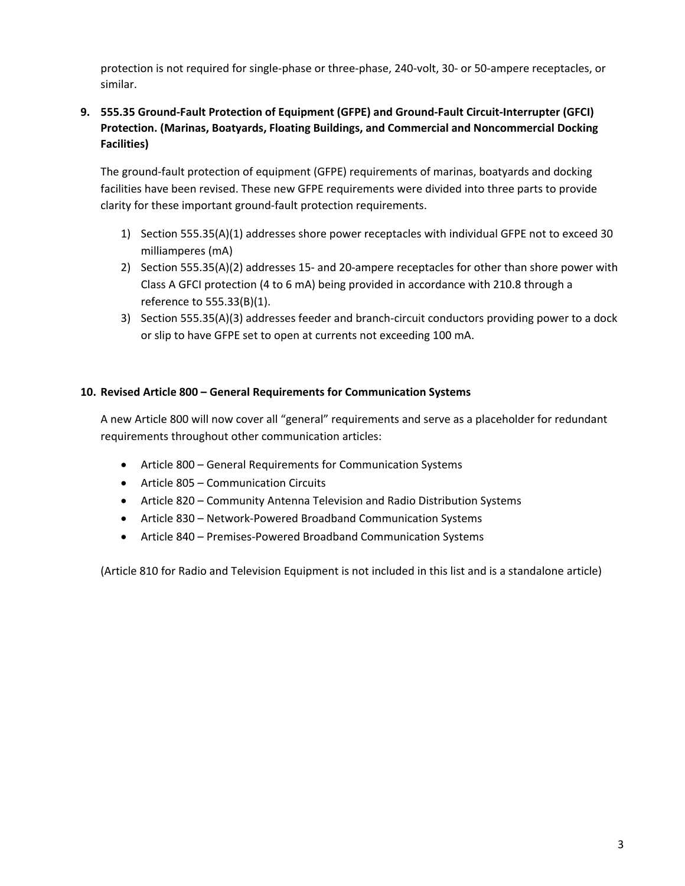protection is not required for single-phase or three-phase, 240-volt, 30- or 50-ampere receptacles, or similar.

**9. 555.35 Ground-Fault Protection of Equipment (GFPE) and Ground-Fault Circuit-Interrupter (GFCI) Protection. (Marinas, Boatyards, Floating Buildings, and Commercial and Noncommercial Docking Facilities)**

The ground-fault protection of equipment (GFPE) requirements of marinas, boatyards and docking facilities have been revised. These new GFPE requirements were divided into three parts to provide clarity for these important ground-fault protection requirements.

1) Section 555.35(A)(1) addresses shore power receptacles with individual GFPE not to exceed 30 milliamperes (mA)
2) Section 555.35(A)(2) addresses 15- and 20-ampere receptacles for other than shore power with Class A GFCI protection (4 to 6 mA) being provided in accordance with 210.8 through a reference to 555.33(B)(1).
3) Section 555.35(A)(3) addresses feeder and branch-circuit conductors providing power to a dock or slip to have GFPE set to open at currents not exceeding 100 mA.

**10. Revised Article 800 – General Requirements for Communication Systems**

A new Article 800 will now cover all "general" requirements and serve as a placeholder for redundant requirements throughout other communication articles:

- Article 800 – General Requirements for Communication Systems
- Article 805 – Communication Circuits
- Article 820 – Community Antenna Television and Radio Distribution Systems
- Article 830 – Network-Powered Broadband Communication Systems
- Article 840 – Premises-Powered Broadband Communication Systems

(Article 810 for Radio and Television Equipment is not included in this list and is a standalone article)